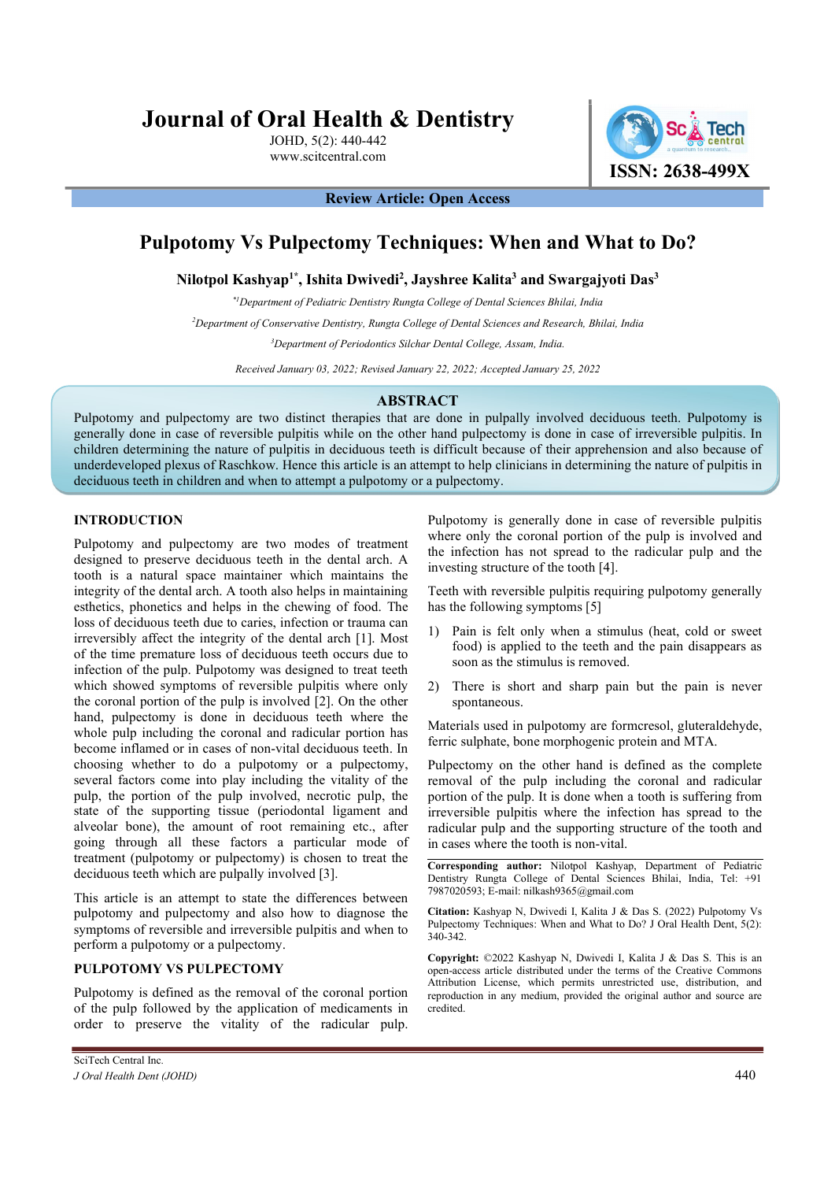# Journal of Oral Health & Dentistry

ISSN: 2638-499X

**Review Article: Open Access**

# Pulpotomy Vs Pulpectomy Techniques: When and What to Do?

**Nilotpol Kashyap[1*], Ishita Dwivedi[2], Jayshree Kalita[3] and Swargajyoti Das[3]**

*[*1] Department of Pediatric Dentistry Rungta College of Dental Sciences Bhilai, India*

*[2] Department of Conservative Dentistry, Rungta College of Dental Sciences and Research, Bhilai, India*

*[3] Department of Periodontics Silchar Dental College, Assam, India.*

*Received January 03, 2022; Revised January 22, 2022; Accepted January 25, 2022*

## ABSTRACT

Pulpotomy and pulpectomy are two distinct therapies that are done in pulpally involved deciduous teeth. Pulpotomy is generally done in case of reversible pulpitis while on the other hand pulpectomy is done in case of irreversible pulpitis. In children determining the nature of pulpitis in deciduous teeth is difficult because of their apprehension and also because of underdeveloped plexus of Raschkow. Hence this article is an attempt to help clinicians in determining the nature of pulpitis in deciduous teeth in children and when to attempt a pulpotomy or a pulpectomy.

## INTRODUCTION

Pulpotomy and pulpectomy are two modes of treatment designed to preserve deciduous teeth in the dental arch. A tooth is a natural space maintainer which maintains the integrity of the dental arch. A tooth also helps in maintaining esthetics, phonetics and helps in the chewing of food. The loss of deciduous teeth due to caries, infection or trauma can irreversibly affect the integrity of the dental arch [1]. Most of the time premature loss of deciduous teeth occurs due to infection of the pulp. Pulpotomy was designed to treat teeth which showed symptoms of reversible pulpitis where only the coronal portion of the pulp is involved [2]. On the other hand, pulpectomy is done in deciduous teeth where the whole pulp including the coronal and radicular portion has become inflamed or in cases of non-vital deciduous teeth. In choosing whether to do a pulpotomy or a pulpectomy, several factors come into play including the vitality of the pulp, the portion of the pulp involved, necrotic pulp, the state of the supporting tissue (periodontal ligament and alveolar bone), the amount of root remaining etc., after going through all these factors a particular mode of treatment (pulpotomy or pulpectomy) is chosen to treat the deciduous teeth which are pulpally involved [3].

This article is an attempt to state the differences between pulpotomy and pulpectomy and also how to diagnose the symptoms of reversible and irreversible pulpitis and when to perform a pulpotomy or a pulpectomy.

## PULPOTOMY VS PULPECTOMY

Pulpotomy is defined as the removal of the coronal portion of the pulp followed by the application of medicaments in order to preserve the vitality of the radicular pulp. Pulpotomy is generally done in case of reversible pulpitis where only the coronal portion of the pulp is involved and the infection has not spread to the radicular pulp and the investing structure of the tooth [4].

Teeth with reversible pulpitis requiring pulpotomy generally has the following symptoms [5]

1) Pain is felt only when a stimulus (heat, cold or sweet food) is applied to the teeth and the pain disappears as soon as the stimulus is removed.
2) There is short and sharp pain but the pain is never spontaneous.

Materials used in pulpotomy are formcresol, gluteraldehyde, ferric sulphate, bone morphogenic protein and MTA.

Pulpectomy on the other hand is defined as the complete removal of the pulp including the coronal and radicular portion of the pulp. It is done when a tooth is suffering from irreversible pulpitis where the infection has spread to the radicular pulp and the supporting structure of the tooth and in cases where the tooth is non-vital.

**Corresponding author:** Nilotpol Kashyap, Department of Pediatric Dentistry Rungta College of Dental Sciences Bhilai, India, Tel: +91 7987020593; E-mail: nilkash9365@gmail.com

**Citation:** Kashyap N, Dwivedi I, Kalita J & Das S. (2022) Pulpotomy Vs Pulpectomy Techniques: When and What to Do? J Oral Health Dent, 5(2): 340-342.

**Copyright:** ©2022 Kashyap N, Dwivedi I, Kalita J & Das S. This is an open-access article distributed under the terms of the Creative Commons Attribution License, which permits unrestricted use, distribution, and reproduction in any medium, provided the original author and source are credited.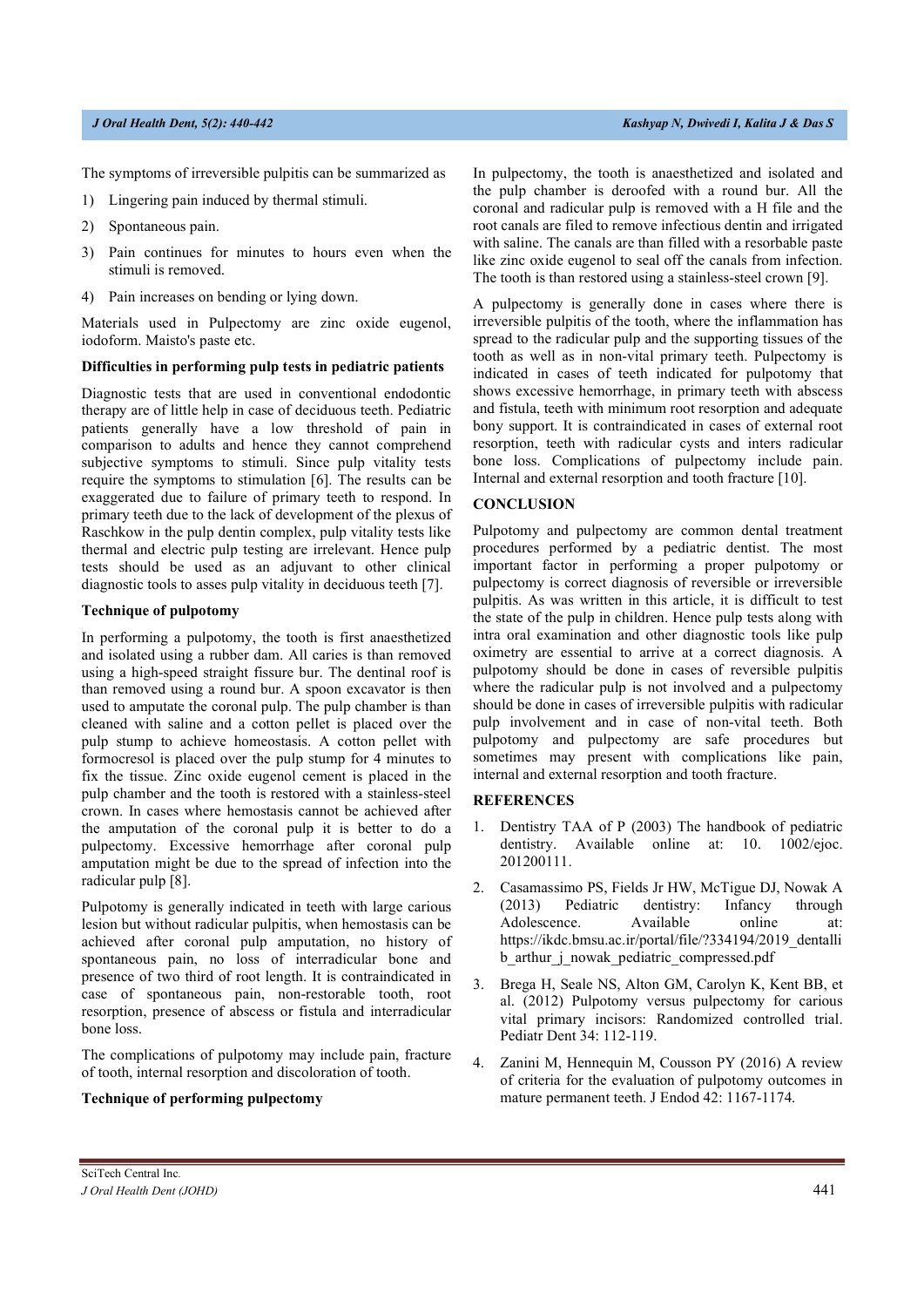The symptoms of irreversible pulpitis can be summarized as

1) Lingering pain induced by thermal stimuli.
2) Spontaneous pain.
3) Pain continues for minutes to hours even when the stimuli is removed.
4) Pain increases on bending or lying down.

Materials used in Pulpectomy are zinc oxide eugenol, iodoform. Maisto's paste etc.

**Difficulties in performing pulp tests in pediatric patients**

Diagnostic tests that are used in conventional endodontic therapy are of little help in case of deciduous teeth. Pediatric patients generally have a low threshold of pain in comparison to adults and hence they cannot comprehend subjective symptoms to stimuli. Since pulp vitality tests require the symptoms to stimulation [6]. The results can be exaggerated due to failure of primary teeth to respond. In primary teeth due to the lack of development of the plexus of Raschkow in the pulp dentin complex, pulp vitality tests like thermal and electric pulp testing are irrelevant. Hence pulp tests should be used as an adjuvant to other clinical diagnostic tools to asses pulp vitality in deciduous teeth [7].

**Technique of pulpotomy**

In performing a pulpotomy, the tooth is first anaesthetized and isolated using a rubber dam. All caries is than removed using a high-speed straight fissure bur. The dentinal roof is than removed using a round bur. A spoon excavator is then used to amputate the coronal pulp. The pulp chamber is than cleaned with saline and a cotton pellet is placed over the pulp stump to achieve homeostasis. A cotton pellet with formocresol is placed over the pulp stump for 4 minutes to fix the tissue. Zinc oxide eugenol cement is placed in the pulp chamber and the tooth is restored with a stainless-steel crown. In cases where hemostasis cannot be achieved after the amputation of the coronal pulp it is better to do a pulpectomy. Excessive hemorrhage after coronal pulp amputation might be due to the spread of infection into the radicular pulp [8].

Pulpotomy is generally indicated in teeth with large carious lesion but without radicular pulpitis, when hemostasis can be achieved after coronal pulp amputation, no history of spontaneous pain, no loss of interradicular bone and presence of two third of root length. It is contraindicated in case of spontaneous pain, non-restorable tooth, root resorption, presence of abscess or fistula and interradicular bone loss.

The complications of pulpotomy may include pain, fracture of tooth, internal resorption and discoloration of tooth.

**Technique of performing pulpectomy**

In pulpectomy, the tooth is anaesthetized and isolated and the pulp chamber is deroofed with a round bur. All the coronal and radicular pulp is removed with a H file and the root canals are filed to remove infectious dentin and irrigated with saline. The canals are than filled with a resorbable paste like zinc oxide eugenol to seal off the canals from infection. The tooth is than restored using a stainless-steel crown [9].

A pulpectomy is generally done in cases where there is irreversible pulpitis of the tooth, where the inflammation has spread to the radicular pulp and the supporting tissues of the tooth as well as in non-vital primary teeth. Pulpectomy is indicated in cases of teeth indicated for pulpotomy that shows excessive hemorrhage, in primary teeth with abscess and fistula, teeth with minimum root resorption and adequate bony support. It is contraindicated in cases of external root resorption, teeth with radicular cysts and inters radicular bone loss. Complications of pulpectomy include pain. Internal and external resorption and tooth fracture [10].

## CONCLUSION

Pulpotomy and pulpectomy are common dental treatment procedures performed by a pediatric dentist. The most important factor in performing a proper pulpotomy or pulpectomy is correct diagnosis of reversible or irreversible pulpitis. As was written in this article, it is difficult to test the state of the pulp in children. Hence pulp tests along with intra oral examination and other diagnostic tools like pulp oximetry are essential to arrive at a correct diagnosis. A pulpotomy should be done in cases of reversible pulpitis where the radicular pulp is not involved and a pulpectomy should be done in cases of irreversible pulpitis with radicular pulp involvement and in case of non-vital teeth. Both pulpotomy and pulpectomy are safe procedures but sometimes may present with complications like pain, internal and external resorption and tooth fracture.

## REFERENCES

1. Dentistry TAA of P (2003) The handbook of pediatric dentistry. Available online at: 10. 1002/ejoc. 201200111.
2. Casamassimo PS, Fields Jr HW, McTigue DJ, Nowak A (2013) Pediatric dentistry: Infancy through Adolescence. Available online at: https://ikdc.bmsu.ac.ir/portal/file/?334194/2019_dentallib_arthur_j_nowak_pediatric_compressed.pdf
3. Brega H, Seale NS, Alton GM, Carolyn K, Kent BB, et al. (2012) Pulpotomy versus pulpectomy for carious vital primary incisors: Randomized controlled trial. Pediatr Dent 34: 112-119.
4. Zanini M, Hennequin M, Cousson PY (2016) A review of criteria for the evaluation of pulpotomy outcomes in mature permanent teeth. J Endod 42: 1167-1174.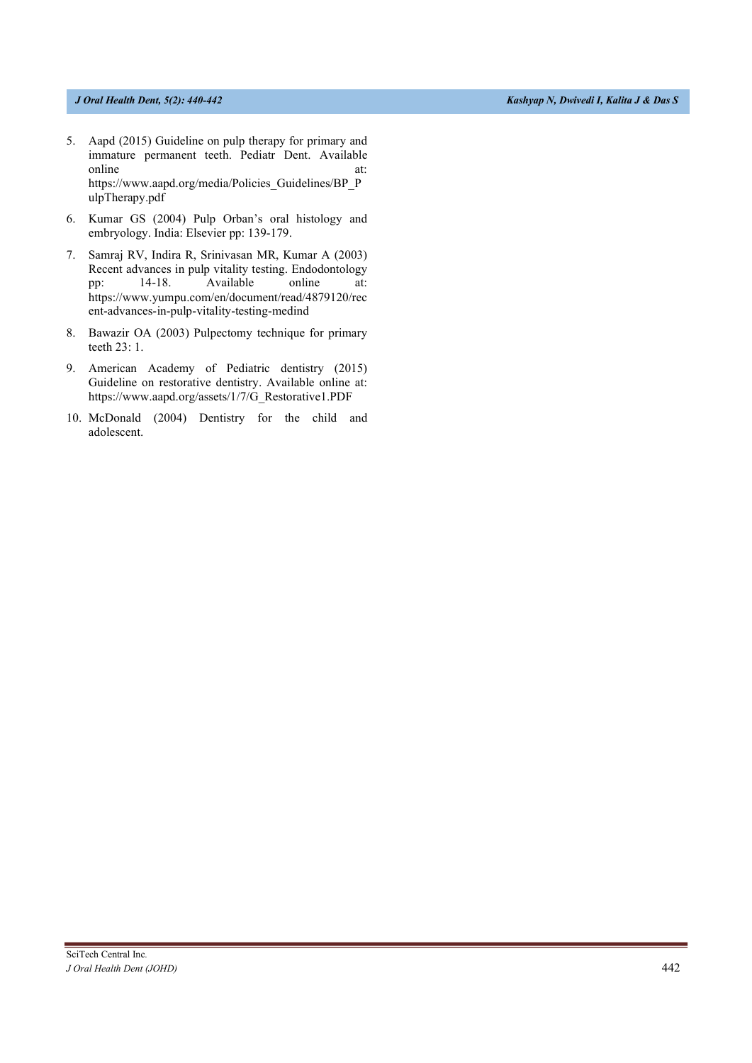5. Aapd (2015) Guideline on pulp therapy for primary and immature permanent teeth. Pediatr Dent. Available online at: https://www.aapd.org/media/Policies_Guidelines/BP_PulpTherapy.pdf

6. Kumar GS (2004) Pulp Orban's oral histology and embryology. India: Elsevier pp: 139-179.

7. Samraj RV, Indira R, Srinivasan MR, Kumar A (2003) Recent advances in pulp vitality testing. Endodontology pp: 14-18. Available online at: https://www.yumpu.com/en/document/read/4879120/recent-advances-in-pulp-vitality-testing-medind

8. Bawazir OA (2003) Pulpectomy technique for primary teeth 23: 1.

9. American Academy of Pediatric dentistry (2015) Guideline on restorative dentistry. Available online at: https://www.aapd.org/assets/1/7/G_Restorative1.PDF

10. McDonald (2004) Dentistry for the child and adolescent.